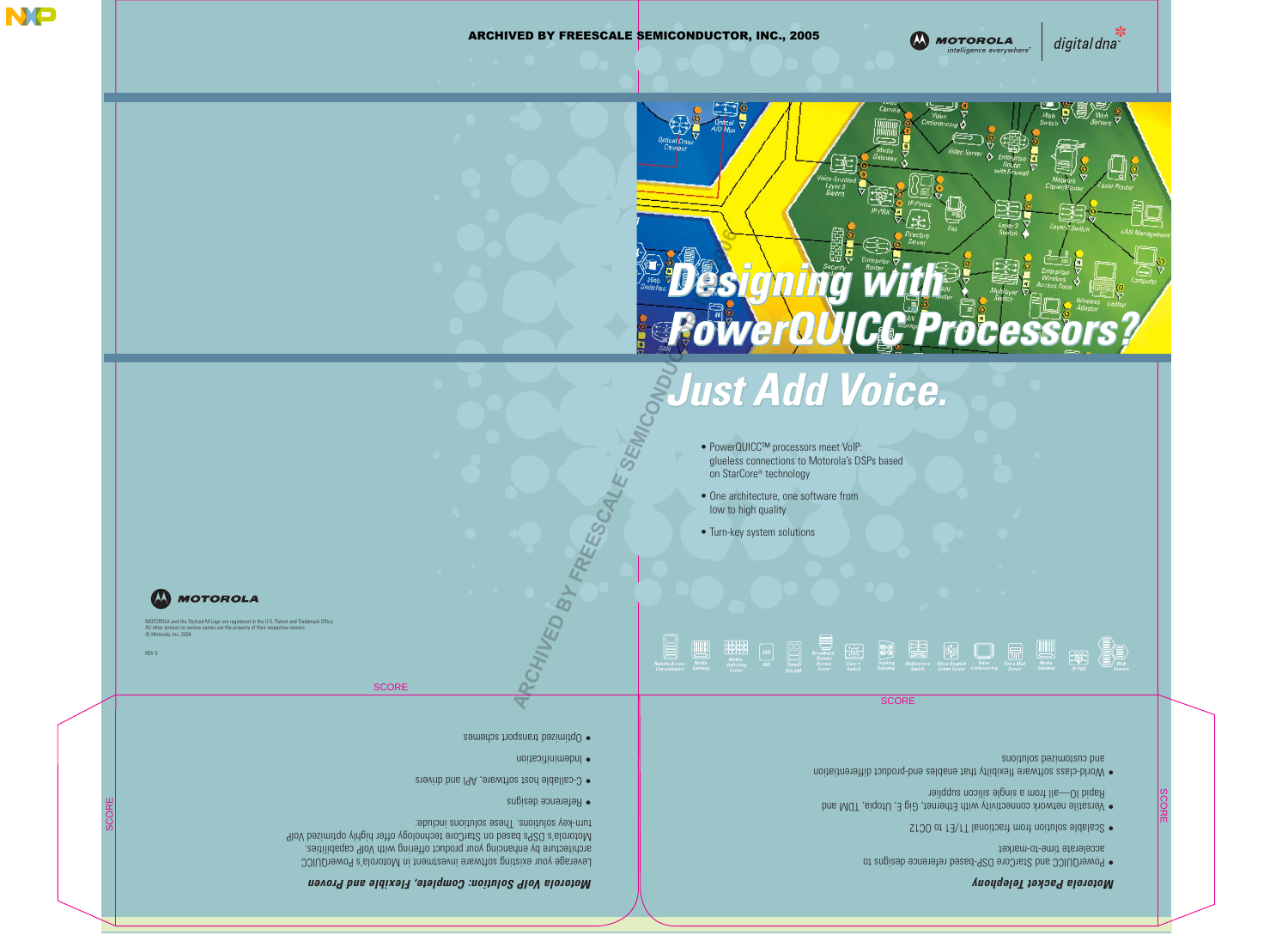ARCHIVED BY FREESCALE SEMICONDUCTOR, INC., 2005

MOTOROLA intelligence everywhere

digital dna

# Designing with PowerQUICC Processors?

# Just Add Voice.

- PowerQUICC™ processors meet VoIP: glueless connections to Motorola's DSPs based on StarCore® technology
- One architecture, one software from low to high quality
- Turn-key system solutions

MOTOROLA

MOTOROLA and the Stylized M Logo are registered in the U.S. Patent and Trademark Office. All other product or service names are the property of their respective owners. © Motorola, Inc. 2004

REV 0

## Motorola VoIP Solution: Complete, Flexible and Proven

Leverage your existing software investment in Motorola's PowerQUICC architecture by enhancing your product offering with VoIP capabilities. Motorola's DSPs based on StarCore technology offer highly optimized VoIP turn-key solutions. These solutions include:

- Reference designs
- C-callable host software, API and drivers
- Indemnification
- Optimized transport schemes

## Motorola Packet Telephony

- PowerQUICC and StarCore DSP-based reference designs to accelerate time-to-market
- Scalable solution from fractional T1/E1 to OC12
- Versatile network connectivity with Ethernet, Gig E, Utopia, TDM and Rapid IO—all from a single silicon supplier
- World-class software flexibility that enables end-product differentiation and customized solutions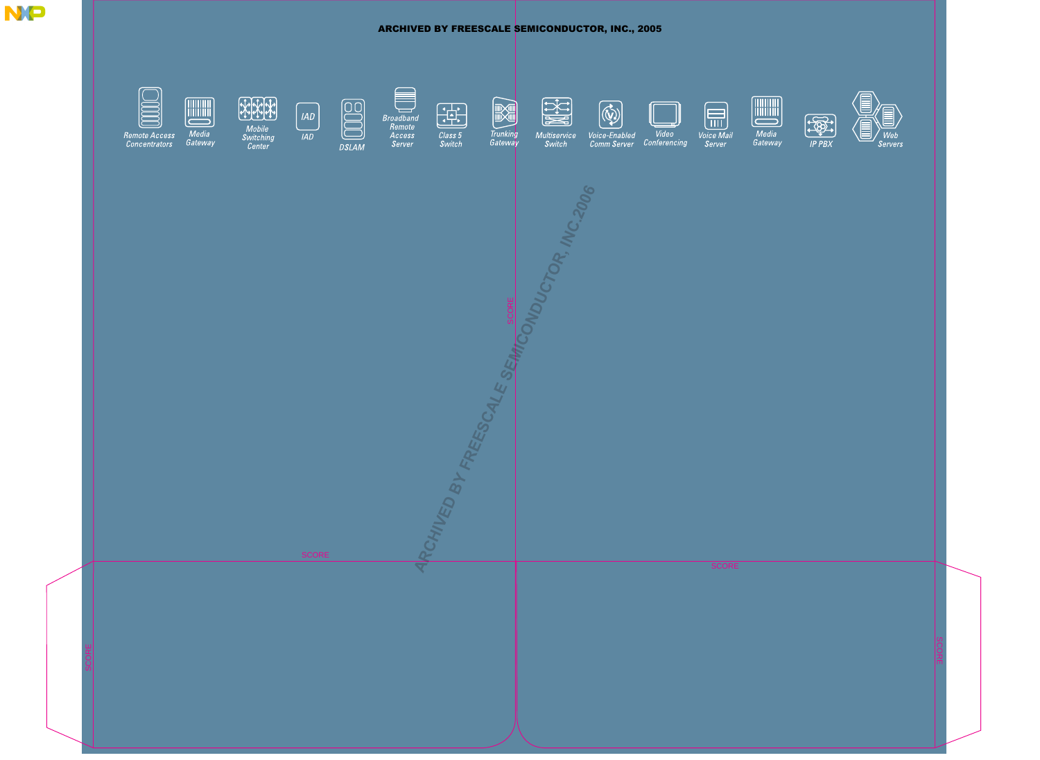**ARCHIVED BY FREESCALE SEMICONDUCTOR, INC., 2005**

Remote Access Concentrators

Media Gateway

Mobile Switching Center

IAD

DSLAM

Broadband Remote Access Server

Class 5 Switch

Trunking Gateway

Multiservice Switch

Voice-Enabled Comm Server

Video Conferencing

Voice Mail Server

Media Gateway

IP PBX

Web Servers

ARCHIVED BY FREESCALE SEMICONDUCTOR, INC.2006

SCORE

SCORE

SCORE

SCORE

SCORE